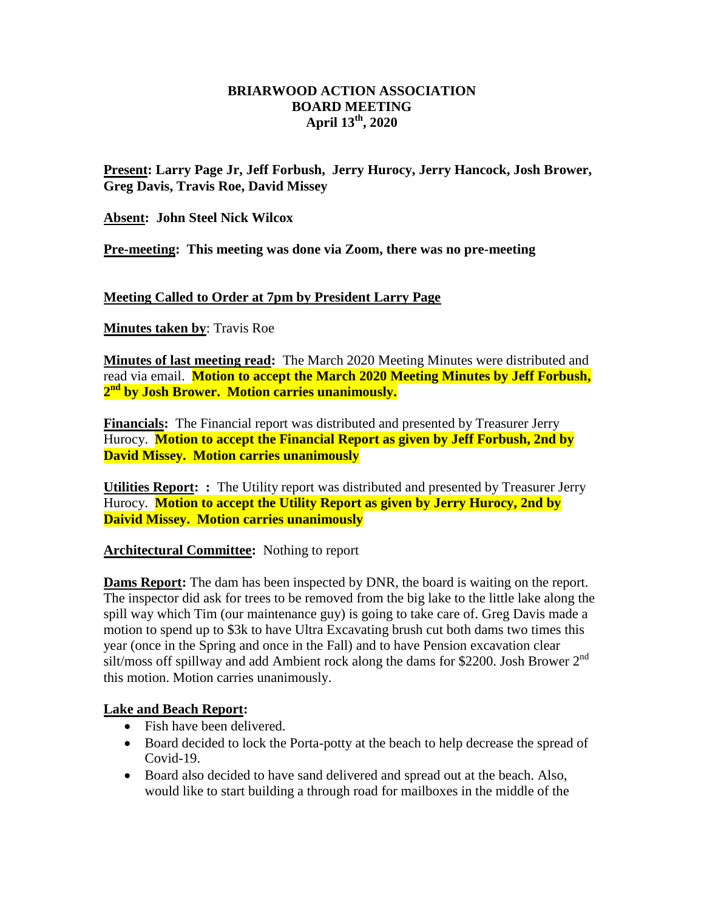**BRIARWOOD ACTION ASSOCIATION**
**BOARD MEETING**
**April 13th, 2020**

**Present: Larry Page Jr, Jeff Forbush, Jerry Hurocy, Jerry Hancock, Josh Brower, Greg Davis, Travis Roe, David Missey**

**Absent: John Steel Nick Wilcox**

**Pre-meeting: This meeting was done via Zoom, there was no pre-meeting**

**Meeting Called to Order at 7pm by President Larry Page**

**Minutes taken by**: Travis Roe

**Minutes of last meeting read:** The March 2020 Meeting Minutes were distributed and read via email. **Motion to accept the March 2020 Meeting Minutes by Jeff Forbush, 2nd by Josh Brower. Motion carries unanimously.**

**Financials:** The Financial report was distributed and presented by Treasurer Jerry Hurocy. **Motion to accept the Financial Report as given by Jeff Forbush, 2nd by David Missey. Motion carries unanimously**

**Utilities Report: :** The Utility report was distributed and presented by Treasurer Jerry Hurocy. **Motion to accept the Utility Report as given by Jerry Hurocy, 2nd by Daivid Missey. Motion carries unanimously**

**Architectural Committee:** Nothing to report

**Dams Report:** The dam has been inspected by DNR, the board is waiting on the report. The inspector did ask for trees to be removed from the big lake to the little lake along the spill way which Tim (our maintenance guy) is going to take care of. Greg Davis made a motion to spend up to $3k to have Ultra Excavating brush cut both dams two times this year (once in the Spring and once in the Fall) and to have Pension excavation clear silt/moss off spillway and add Ambient rock along the dams for $2200. Josh Brower 2nd this motion. Motion carries unanimously.

**Lake and Beach Report:**

- Fish have been delivered.
- Board decided to lock the Porta-potty at the beach to help decrease the spread of Covid-19.
- Board also decided to have sand delivered and spread out at the beach. Also, would like to start building a through road for mailboxes in the middle of the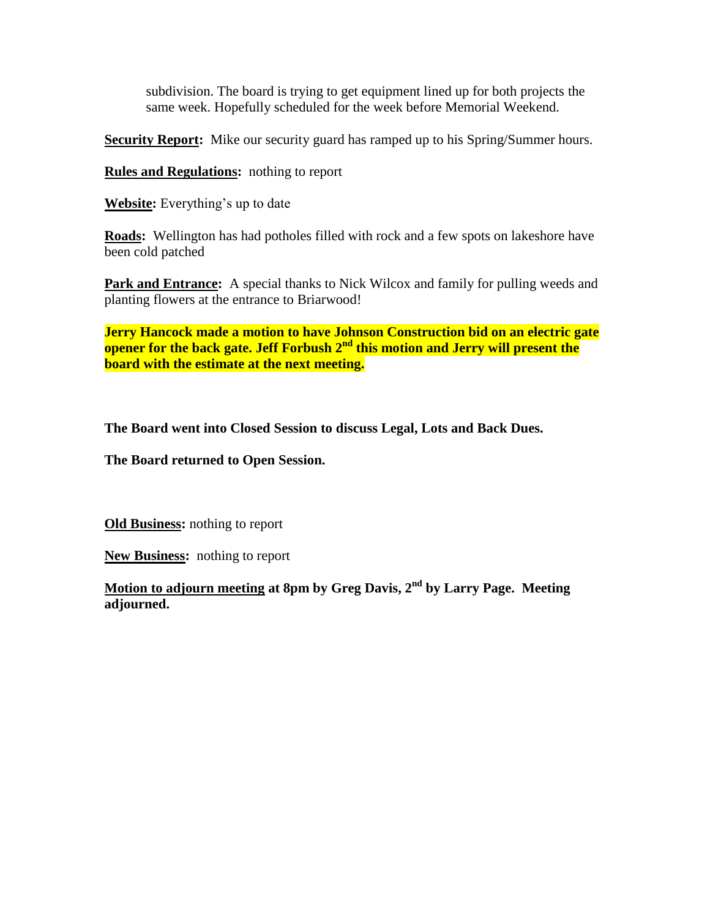subdivision. The board is trying to get equipment lined up for both projects the same week. Hopefully scheduled for the week before Memorial Weekend.

**Security Report:** Mike our security guard has ramped up to his Spring/Summer hours.

**Rules and Regulations:** nothing to report

**Website:** Everything's up to date

**Roads:** Wellington has had potholes filled with rock and a few spots on lakeshore have been cold patched

**Park and Entrance:** A special thanks to Nick Wilcox and family for pulling weeds and planting flowers at the entrance to Briarwood!

**Jerry Hancock made a motion to have Johnson Construction bid on an electric gate opener for the back gate. Jeff Forbush 2nd this motion and Jerry will present the board with the estimate at the next meeting.**

**The Board went into Closed Session to discuss Legal, Lots and Back Dues.**

**The Board returned to Open Session.**

**Old Business:** nothing to report

**New Business:** nothing to report

**Motion to adjourn meeting at 8pm by Greg Davis, 2nd by Larry Page. Meeting adjourned.**